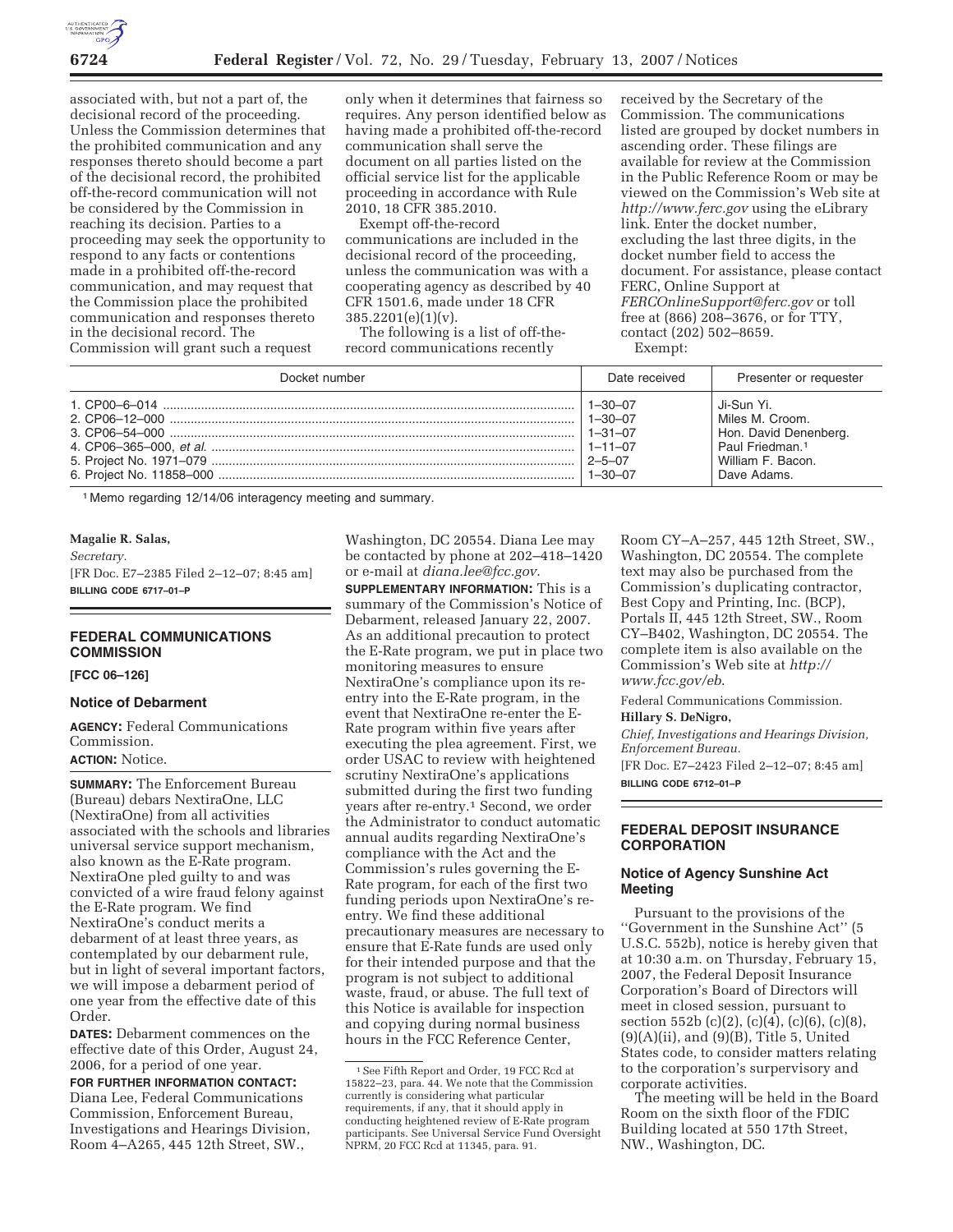associated with, but not a part of, the decisional record of the proceeding. Unless the Commission determines that the prohibited communication and any responses thereto should become a part of the decisional record, the prohibited off-the-record communication will not be considered by the Commission in reaching its decision. Parties to a proceeding may seek the opportunity to respond to any facts or contentions made in a prohibited off-the-record communication, and may request that the Commission place the prohibited communication and responses thereto in the decisional record. The Commission will grant such a request only when it determines that fairness so requires. Any person identified below as having made a prohibited off-the-record communication shall serve the document on all parties listed on the official service list for the applicable proceeding in accordance with Rule 2010, 18 CFR 385.2010.

Exempt off-the-record communications are included in the decisional record of the proceeding, unless the communication was with a cooperating agency as described by 40 CFR 1501.6, made under 18 CFR 385.2201(e)(1)(v).

The following is a list of off-the-record communications recently received by the Secretary of the Commission. The communications listed are grouped by docket numbers in ascending order. These filings are available for review at the Commission in the Public Reference Room or may be viewed on the Commission's Web site at *http://www.ferc.gov* using the eLibrary link. Enter the docket number, excluding the last three digits, in the docket number field to access the document. For assistance, please contact FERC, Online Support at *FERCOnlineSupport@ferc.gov* or toll free at (866) 208–3676, or for TTY, contact (202) 502–8659.

Exempt:

| Docket number | Date received | Presenter or requester |
|---|---|---|
| 1. CP00–6–014 | 1–30–07 | Ji-Sun Yi. |
| 2. CP06–12–000 | 1–30–07 | Miles M. Croom. |
| 3. CP06–54–000 | 1–31–07 | Hon. David Denenberg. |
| 4. CP06–365–000, *et al.* | 1–11–07 | Paul Friedman.[1] |
| 5. Project No. 1971–079 | 2–5–07 | William F. Bacon. |
| 6. Project No. 11858–000 | 1–30–07 | Dave Adams. |

[1] Memo regarding 12/14/06 interagency meeting and summary.

**Magalie R. Salas,**

*Secretary.*

[FR Doc. E7–2385 Filed 2–12–07; 8:45 am]

**BILLING CODE 6717–01–P**

## FEDERAL COMMUNICATIONS COMMISSION

**[FCC 06–126]**

### Notice of Debarment

**AGENCY:** Federal Communications Commission.

**ACTION:** Notice.

**SUMMARY:** The Enforcement Bureau (Bureau) debars NextiraOne, LLC (NextiraOne) from all activities associated with the schools and libraries universal service support mechanism, also known as the E-Rate program. NextiraOne pled guilty to and was convicted of a wire fraud felony against the E-Rate program. We find NextiraOne's conduct merits a debarment of at least three years, as contemplated by our debarment rule, but in light of several important factors, we will impose a debarment period of one year from the effective date of this Order.

**DATES:** Debarment commences on the effective date of this Order, August 24, 2006, for a period of one year.

**FOR FURTHER INFORMATION CONTACT:** Diana Lee, Federal Communications Commission, Enforcement Bureau, Investigations and Hearings Division, Room 4–A265, 445 12th Street, SW., Washington, DC 20554. Diana Lee may be contacted by phone at 202–418–1420 or e-mail at *diana.lee@fcc.gov*.

**SUPPLEMENTARY INFORMATION:** This is a summary of the Commission's Notice of Debarment, released January 22, 2007. As an additional precaution to protect the E-Rate program, we put in place two monitoring measures to ensure NextiraOne's compliance upon its re-entry into the E-Rate program, in the event that NextiraOne re-enter the E-Rate program within five years after executing the plea agreement. First, we order USAC to review with heightened scrutiny NextiraOne's applications submitted during the first two funding years after re-entry.[1] Second, we order the Administrator to conduct automatic annual audits regarding NextiraOne's compliance with the Act and the Commission's rules governing the E-Rate program, for each of the first two funding periods upon NextiraOne's re-entry. We find these additional precautionary measures are necessary to ensure that E-Rate funds are used only for their intended purpose and that the program is not subject to additional waste, fraud, or abuse. The full text of this Notice is available for inspection and copying during normal business hours in the FCC Reference Center, Room CY–A–257, 445 12th Street, SW., Washington, DC 20554. The complete text may also be purchased from the Commission's duplicating contractor, Best Copy and Printing, Inc. (BCP), Portals II, 445 12th Street, SW., Room CY–B402, Washington, DC 20554. The complete item is also available on the Commission's Web site at *http://www.fcc.gov/eb*.

[1] See Fifth Report and Order, 19 FCC Rcd at 15822–23, para. 44. We note that the Commission currently is considering what particular requirements, if any, that it should apply in conducting heightened review of E-Rate program participants. See Universal Service Fund Oversight NPRM, 20 FCC Rcd at 11345, para. 91.

Federal Communications Commission.

**Hillary S. DeNigro,**

*Chief, Investigations and Hearings Division, Enforcement Bureau.*

[FR Doc. E7–2423 Filed 2–12–07; 8:45 am]

**BILLING CODE 6712–01–P**

## FEDERAL DEPOSIT INSURANCE CORPORATION

### Notice of Agency Sunshine Act Meeting

Pursuant to the provisions of the ''Government in the Sunshine Act'' (5 U.S.C. 552b), notice is hereby given that at 10:30 a.m. on Thursday, February 15, 2007, the Federal Deposit Insurance Corporation's Board of Directors will meet in closed session, pursuant to section 552b (c)(2), (c)(4), (c)(6), (c)(8), (9)(A)(ii), and (9)(B), Title 5, United States code, to consider matters relating to the corporation's supervisory and corporate activities.

The meeting will be held in the Board Room on the sixth floor of the FDIC Building located at 550 17th Street, NW., Washington, DC.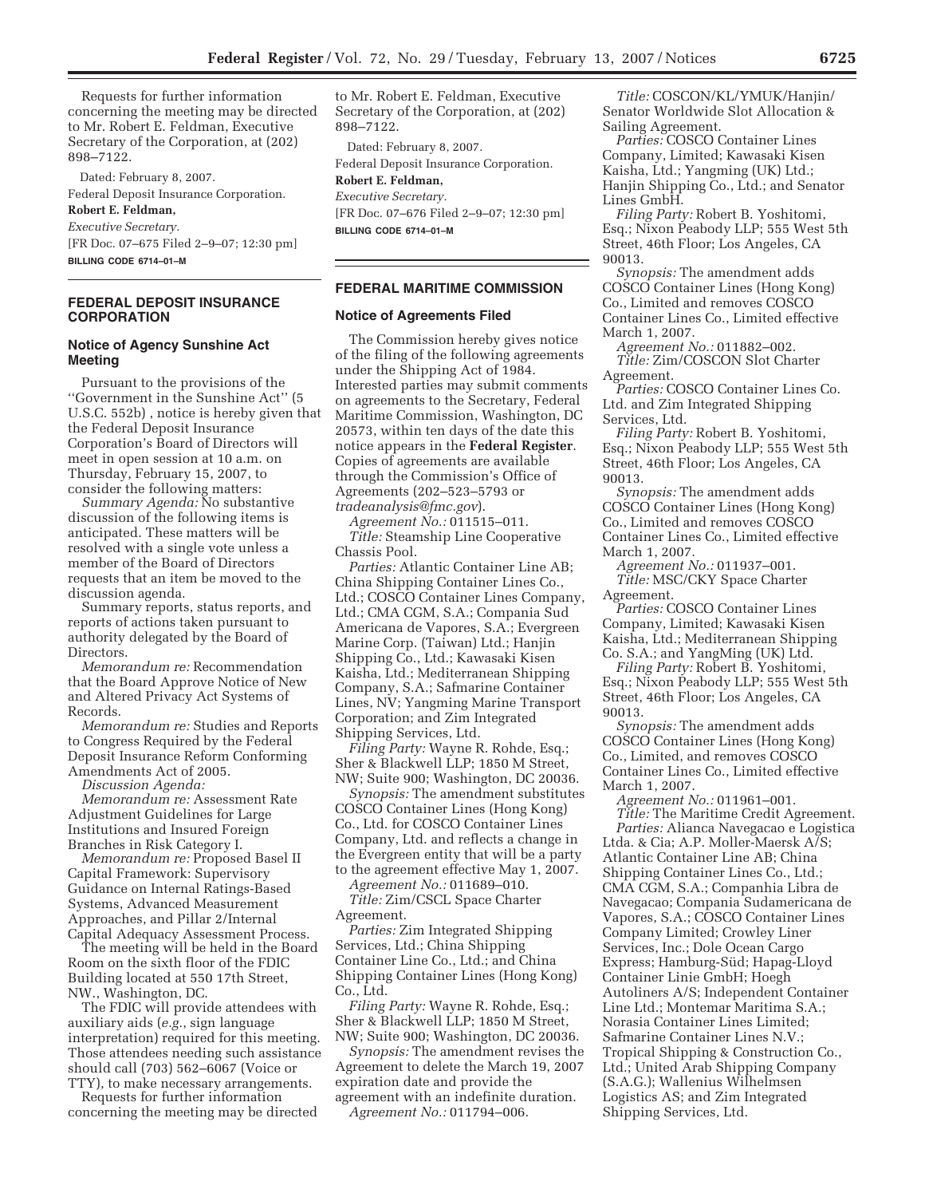Requests for further information concerning the meeting may be directed to Mr. Robert E. Feldman, Executive Secretary of the Corporation, at (202) 898–7122.

Dated: February 8, 2007.

Federal Deposit Insurance Corporation.

**Robert E. Feldman,**

*Executive Secretary.*

[FR Doc. 07–675 Filed 2–9–07; 12:30 pm]

**BILLING CODE 6714–01–M**

## FEDERAL DEPOSIT INSURANCE CORPORATION

### Notice of Agency Sunshine Act Meeting

Pursuant to the provisions of the ''Government in the Sunshine Act'' (5 U.S.C. 552b) , notice is hereby given that the Federal Deposit Insurance Corporation's Board of Directors will meet in open session at 10 a.m. on Thursday, February 15, 2007, to consider the following matters:

*Summary Agenda:* No substantive discussion of the following items is anticipated. These matters will be resolved with a single vote unless a member of the Board of Directors requests that an item be moved to the discussion agenda.

Summary reports, status reports, and reports of actions taken pursuant to authority delegated by the Board of Directors.

*Memorandum re:* Recommendation that the Board Approve Notice of New and Altered Privacy Act Systems of Records.

*Memorandum re:* Studies and Reports to Congress Required by the Federal Deposit Insurance Reform Conforming Amendments Act of 2005.

*Discussion Agenda:*

*Memorandum re:* Assessment Rate Adjustment Guidelines for Large Institutions and Insured Foreign Branches in Risk Category I.

*Memorandum re:* Proposed Basel II Capital Framework: Supervisory Guidance on Internal Ratings-Based Systems, Advanced Measurement Approaches, and Pillar 2/Internal Capital Adequacy Assessment Process.

The meeting will be held in the Board Room on the sixth floor of the FDIC Building located at 550 17th Street, NW., Washington, DC.

The FDIC will provide attendees with auxiliary aids (*e.g.*, sign language interpretation) required for this meeting. Those attendees needing such assistance should call (703) 562–6067 (Voice or TTY), to make necessary arrangements.

Requests for further information concerning the meeting may be directed to Mr. Robert E. Feldman, Executive Secretary of the Corporation, at (202) 898–7122.

Dated: February 8, 2007.

Federal Deposit Insurance Corporation.

**Robert E. Feldman,**

*Executive Secretary.*

[FR Doc. 07–676 Filed 2–9–07; 12:30 pm]

**BILLING CODE 6714–01–M**

## FEDERAL MARITIME COMMISSION

### Notice of Agreements Filed

The Commission hereby gives notice of the filing of the following agreements under the Shipping Act of 1984. Interested parties may submit comments on agreements to the Secretary, Federal Maritime Commission, Washington, DC 20573, within ten days of the date this notice appears in the **Federal Register**. Copies of agreements are available through the Commission's Office of Agreements (202–523–5793 or *tradeanalysis@fmc.gov*).

*Agreement No.:* 011515–011.

*Title:* Steamship Line Cooperative Chassis Pool.

*Parties:* Atlantic Container Line AB; China Shipping Container Lines Co., Ltd.; COSCO Container Lines Company, Ltd.; CMA CGM, S.A.; Compania Sud Americana de Vapores, S.A.; Evergreen Marine Corp. (Taiwan) Ltd.; Hanjin Shipping Co., Ltd.; Kawasaki Kisen Kaisha, Ltd.; Mediterranean Shipping Company, S.A.; Safmarine Container Lines, NV; Yangming Marine Transport Corporation; and Zim Integrated Shipping Services, Ltd.

*Filing Party:* Wayne R. Rohde, Esq.; Sher & Blackwell LLP; 1850 M Street, NW; Suite 900; Washington, DC 20036.

*Synopsis:* The amendment substitutes COSCO Container Lines (Hong Kong) Co., Ltd. for COSCO Container Lines Company, Ltd. and reflects a change in the Evergreen entity that will be a party to the agreement effective May 1, 2007.

*Agreement No.:* 011689–010.

*Title:* Zim/CSCL Space Charter Agreement.

*Parties:* Zim Integrated Shipping Services, Ltd.; China Shipping Container Line Co., Ltd.; and China Shipping Container Lines (Hong Kong) Co., Ltd.

*Filing Party:* Wayne R. Rohde, Esq.; Sher & Blackwell LLP; 1850 M Street, NW; Suite 900; Washington, DC 20036.

*Synopsis:* The amendment revises the Agreement to delete the March 19, 2007 expiration date and provide the agreement with an indefinite duration.

*Agreement No.:* 011794–006.

*Title:* COSCON/KL/YMUK/Hanjin/Senator Worldwide Slot Allocation & Sailing Agreement.

*Parties:* COSCO Container Lines Company, Limited; Kawasaki Kisen Kaisha, Ltd.; Yangming (UK) Ltd.; Hanjin Shipping Co., Ltd.; and Senator Lines GmbH.

*Filing Party:* Robert B. Yoshitomi, Esq.; Nixon Peabody LLP; 555 West 5th Street, 46th Floor; Los Angeles, CA 90013.

*Synopsis:* The amendment adds COSCO Container Lines (Hong Kong) Co., Limited and removes COSCO Container Lines Co., Limited effective March 1, 2007.

*Agreement No.:* 011882–002.

*Title:* Zim/COSCON Slot Charter Agreement.

*Parties:* COSCO Container Lines Co. Ltd. and Zim Integrated Shipping Services, Ltd.

*Filing Party:* Robert B. Yoshitomi, Esq.; Nixon Peabody LLP; 555 West 5th Street, 46th Floor; Los Angeles, CA 90013.

*Synopsis:* The amendment adds COSCO Container Lines (Hong Kong) Co., Limited and removes COSCO Container Lines Co., Limited effective March 1, 2007.

*Agreement No.:* 011937–001.

*Title:* MSC/CKY Space Charter Agreement.

*Parties:* COSCO Container Lines Company, Limited; Kawasaki Kisen Kaisha, Ltd.; Mediterranean Shipping Co. S.A.; and YangMing (UK) Ltd.

*Filing Party:* Robert B. Yoshitomi, Esq.; Nixon Peabody LLP; 555 West 5th Street, 46th Floor; Los Angeles, CA 90013.

*Synopsis:* The amendment adds COSCO Container Lines (Hong Kong) Co., Limited, and removes COSCO Container Lines Co., Limited effective March 1, 2007.

*Agreement No.:* 011961–001.

*Title:* The Maritime Credit Agreement.

*Parties:* Alianca Navegacao e Logistica Ltda. & Cia; A.P. Moller-Maersk A/S; Atlantic Container Line AB; China Shipping Container Lines Co., Ltd.; CMA CGM, S.A.; Companhia Libra de Navegacao; Compania Sudamericana de Vapores, S.A.; COSCO Container Lines Company Limited; Crowley Liner Services, Inc.; Dole Ocean Cargo Express; Hamburg-Süd; Hapag-Lloyd Container Linie GmbH; Hoegh Autoliners A/S; Independent Container Line Ltd.; Montemar Maritima S.A.; Norasia Container Lines Limited; Safmarine Container Lines N.V.; Tropical Shipping & Construction Co., Ltd.; United Arab Shipping Company (S.A.G.); Wallenius Wilhelmsen Logistics AS; and Zim Integrated Shipping Services, Ltd.